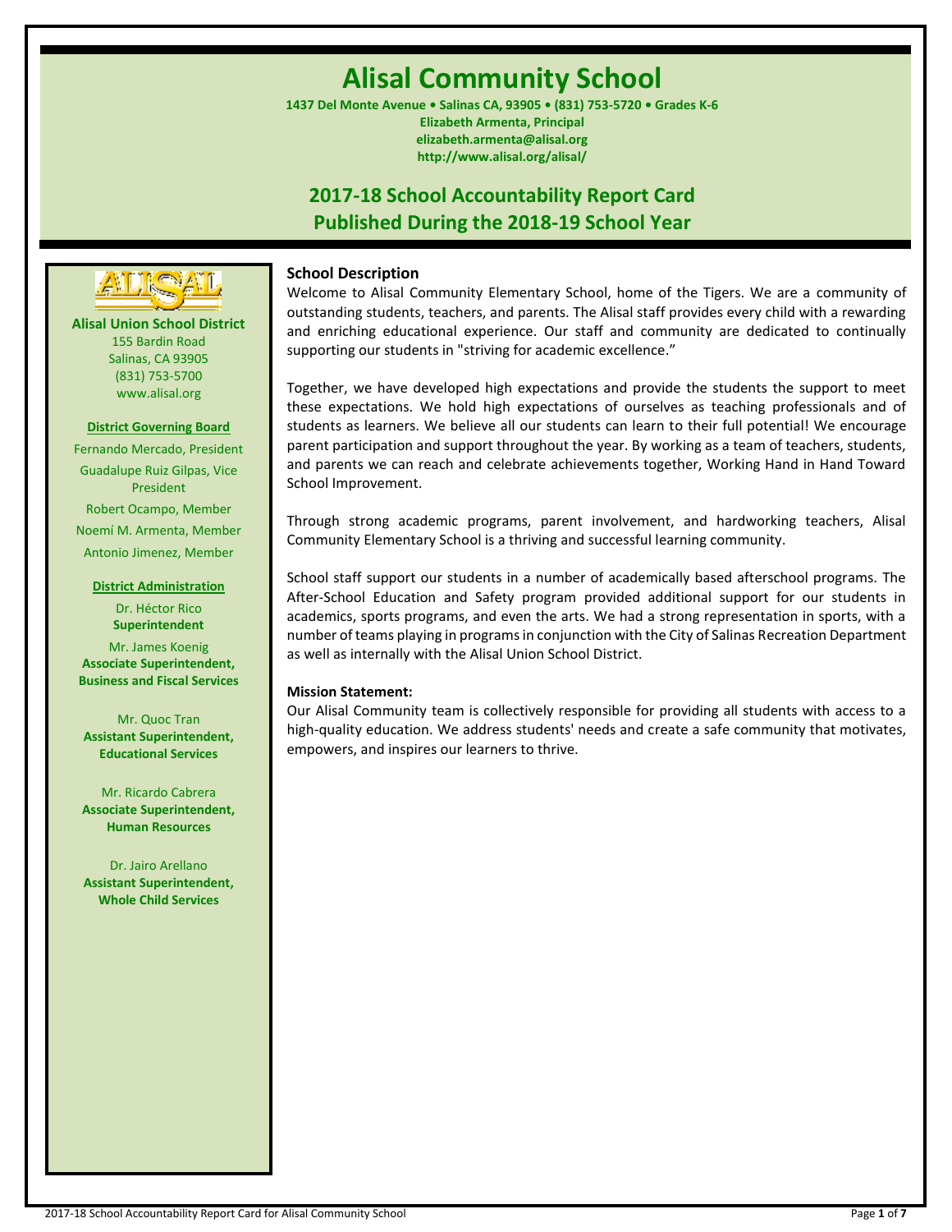# Alisal Community School

**1437 Del Monte Avenue • Salinas CA, 93905 • (831) 753-5720 • Grades K-6**
**Elizabeth Armenta, Principal**
**elizabeth.armenta@alisal.org**
**http://www.alisal.org/alisal/**

## 2017-18 School Accountability Report Card
## Published During the 2018-19 School Year

**Alisal Union School District**
155 Bardin Road
Salinas, CA 93905
(831) 753-5700
www.alisal.org

**District Governing Board**

Fernando Mercado, President
Guadalupe Ruiz Gilpas, Vice President
Robert Ocampo, Member
Noemí M. Armenta, Member
Antonio Jimenez, Member

**District Administration**

Dr. Héctor Rico
**Superintendent**

Mr. James Koenig
**Associate Superintendent, Business and Fiscal Services**

Mr. Quoc Tran
**Assistant Superintendent, Educational Services**

Mr. Ricardo Cabrera
**Associate Superintendent, Human Resources**

Dr. Jairo Arellano
**Assistant Superintendent, Whole Child Services**

### School Description

Welcome to Alisal Community Elementary School, home of the Tigers. We are a community of outstanding students, teachers, and parents. The Alisal staff provides every child with a rewarding and enriching educational experience. Our staff and community are dedicated to continually supporting our students in "striving for academic excellence."

Together, we have developed high expectations and provide the students the support to meet these expectations. We hold high expectations of ourselves as teaching professionals and of students as learners. We believe all our students can learn to their full potential! We encourage parent participation and support throughout the year. By working as a team of teachers, students, and parents we can reach and celebrate achievements together, Working Hand in Hand Toward School Improvement.

Through strong academic programs, parent involvement, and hardworking teachers, Alisal Community Elementary School is a thriving and successful learning community.

School staff support our students in a number of academically based afterschool programs. The After-School Education and Safety program provided additional support for our students in academics, sports programs, and even the arts. We had a strong representation in sports, with a number of teams playing in programs in conjunction with the City of Salinas Recreation Department as well as internally with the Alisal Union School District.

**Mission Statement:**

Our Alisal Community team is collectively responsible for providing all students with access to a high-quality education. We address students' needs and create a safe community that motivates, empowers, and inspires our learners to thrive.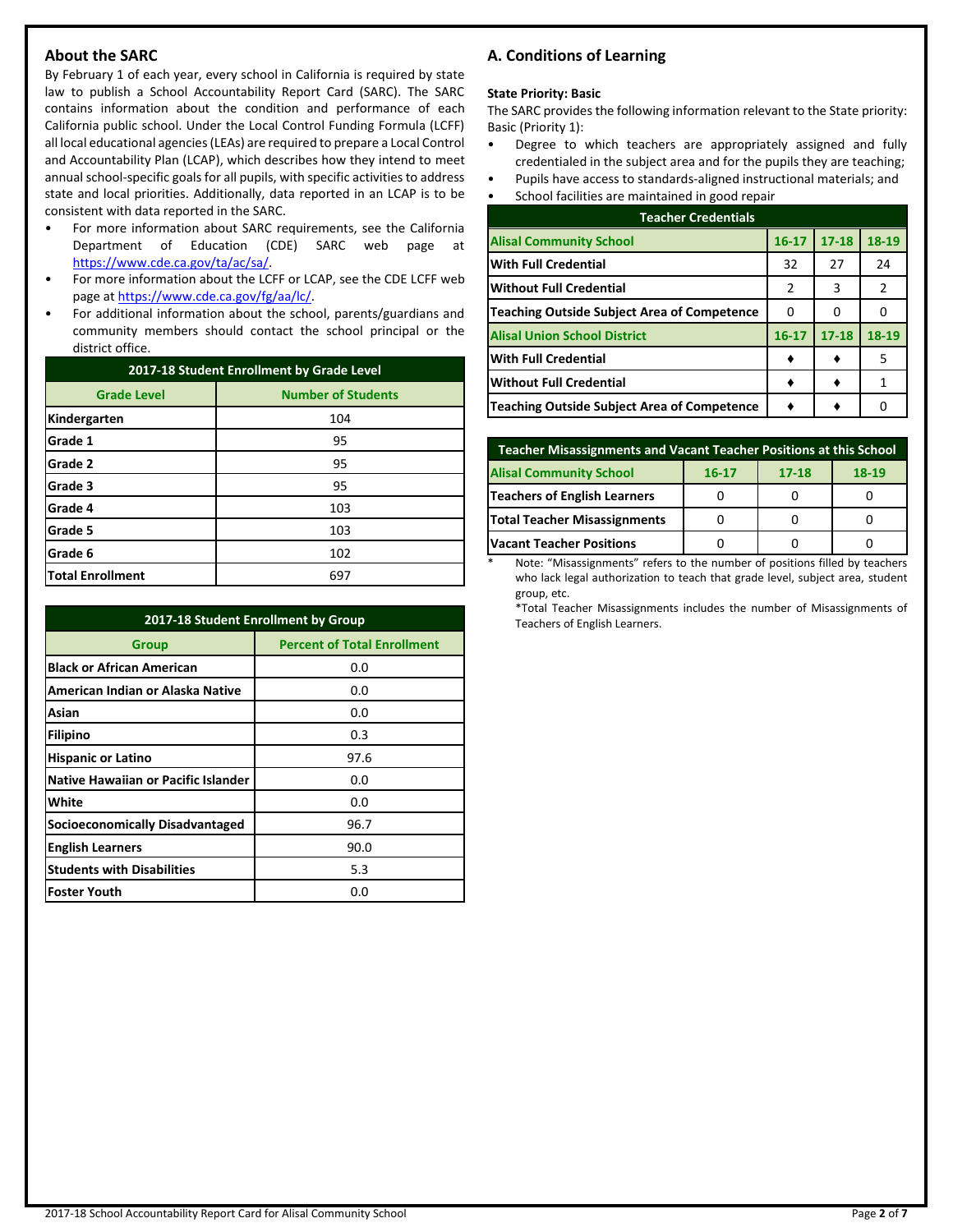## About the SARC

By February 1 of each year, every school in California is required by state law to publish a School Accountability Report Card (SARC). The SARC contains information about the condition and performance of each California public school. Under the Local Control Funding Formula (LCFF) all local educational agencies (LEAs) are required to prepare a Local Control and Accountability Plan (LCAP), which describes how they intend to meet annual school-specific goals for all pupils, with specific activities to address state and local priorities. Additionally, data reported in an LCAP is to be consistent with data reported in the SARC.

- For more information about SARC requirements, see the California Department of Education (CDE) SARC web page at https://www.cde.ca.gov/ta/ac/sa/.
- For more information about the LCFF or LCAP, see the CDE LCFF web page at https://www.cde.ca.gov/fg/aa/lc/.
- For additional information about the school, parents/guardians and community members should contact the school principal or the district office.

| 2017-18 Student Enrollment by Grade Level | |
|---|---|
| **Grade Level** | **Number of Students** |
| Kindergarten | 104 |
| Grade 1 | 95 |
| Grade 2 | 95 |
| Grade 3 | 95 |
| Grade 4 | 103 |
| Grade 5 | 103 |
| Grade 6 | 102 |
| Total Enrollment | 697 |

| 2017-18 Student Enrollment by Group | |
|---|---|
| **Group** | **Percent of Total Enrollment** |
| Black or African American | 0.0 |
| American Indian or Alaska Native | 0.0 |
| Asian | 0.0 |
| Filipino | 0.3 |
| Hispanic or Latino | 97.6 |
| Native Hawaiian or Pacific Islander | 0.0 |
| White | 0.0 |
| Socioeconomically Disadvantaged | 96.7 |
| English Learners | 90.0 |
| Students with Disabilities | 5.3 |
| Foster Youth | 0.0 |

## A. Conditions of Learning

**State Priority: Basic**

The SARC provides the following information relevant to the State priority: Basic (Priority 1):

- Degree to which teachers are appropriately assigned and fully credentialed in the subject area and for the pupils they are teaching;
- Pupils have access to standards-aligned instructional materials; and
- School facilities are maintained in good repair

| Teacher Credentials | | | |
|---|---|---|---|
| **Alisal Community School** | **16-17** | **17-18** | **18-19** |
| With Full Credential | 32 | 27 | 24 |
| Without Full Credential | 2 | 3 | 2 |
| Teaching Outside Subject Area of Competence | 0 | 0 | 0 |
| **Alisal Union School District** | **16-17** | **17-18** | **18-19** |
| With Full Credential | ♦ | ♦ | 5 |
| Without Full Credential | ♦ | ♦ | 1 |
| Teaching Outside Subject Area of Competence | ♦ | ♦ | 0 |

| Teacher Misassignments and Vacant Teacher Positions at this School | | | |
|---|---|---|---|
| **Alisal Community School** | **16-17** | **17-18** | **18-19** |
| Teachers of English Learners | 0 | 0 | 0 |
| Total Teacher Misassignments | 0 | 0 | 0 |
| Vacant Teacher Positions | 0 | 0 | 0 |

\* Note: "Misassignments" refers to the number of positions filled by teachers who lack legal authorization to teach that grade level, subject area, student group, etc.

*Total Teacher Misassignments includes the number of Misassignments of Teachers of English Learners.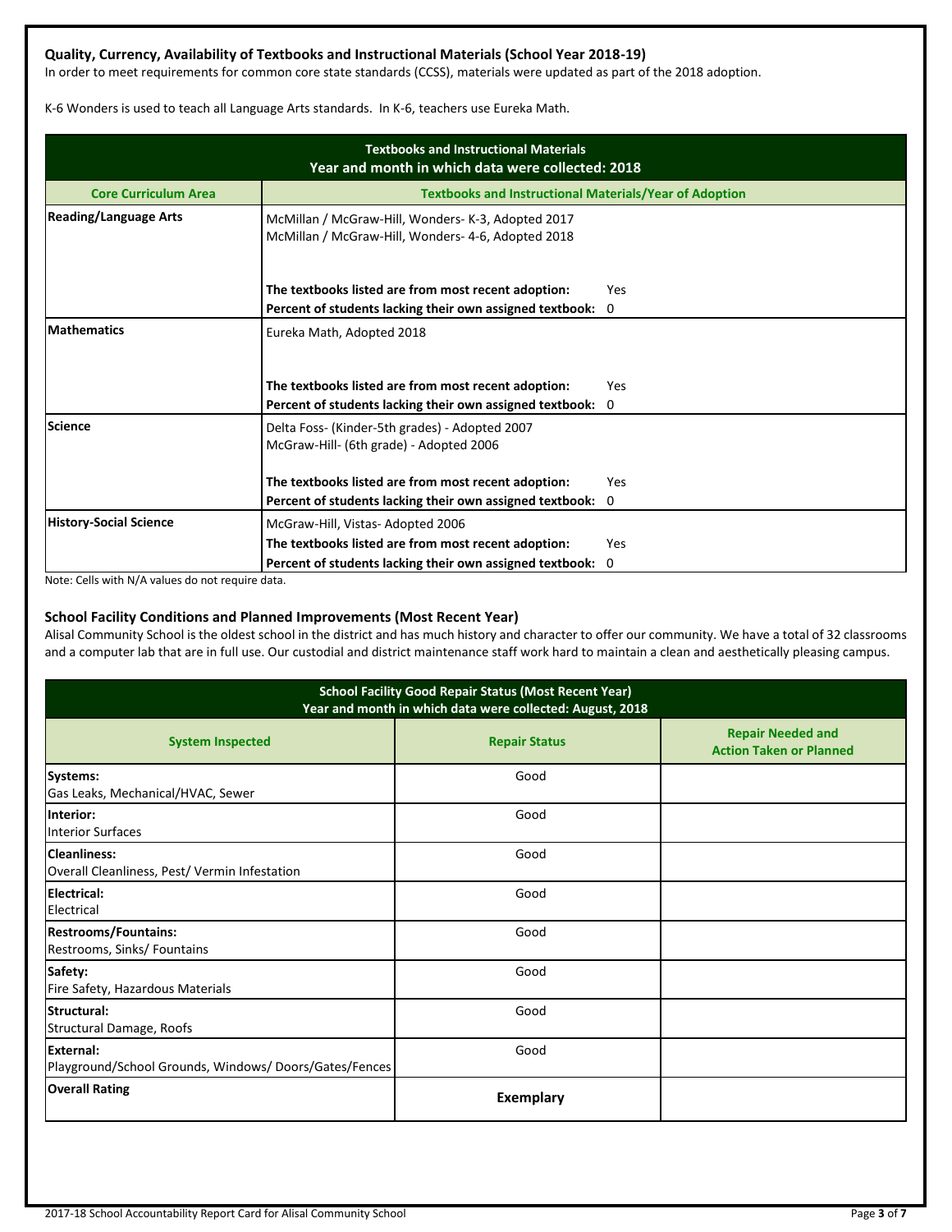### Quality, Currency, Availability of Textbooks and Instructional Materials (School Year 2018-19)

In order to meet requirements for common core state standards (CCSS), materials were updated as part of the 2018 adoption.

K-6 Wonders is used to teach all Language Arts standards. In K-6, teachers use Eureka Math.

| Textbooks and Instructional Materials<br>Year and month in which data were collected: 2018 | |
|---|---|
| **Core Curriculum Area** | **Textbooks and Instructional Materials/Year of Adoption** |
| **Reading/Language Arts** | McMillan / McGraw-Hill, Wonders- K-3, Adopted 2017<br>McMillan / McGraw-Hill, Wonders- 4-6, Adopted 2018<br><br>**The textbooks listed are from most recent adoption:** Yes<br>**Percent of students lacking their own assigned textbook:** 0 |
| **Mathematics** | Eureka Math, Adopted 2018<br><br>**The textbooks listed are from most recent adoption:** Yes<br>**Percent of students lacking their own assigned textbook:** 0 |
| **Science** | Delta Foss- (Kinder-5th grades) - Adopted 2007<br>McGraw-Hill- (6th grade) - Adopted 2006<br><br>**The textbooks listed are from most recent adoption:** Yes<br>**Percent of students lacking their own assigned textbook:** 0 |
| **History-Social Science** | McGraw-Hill, Vistas- Adopted 2006<br>**The textbooks listed are from most recent adoption:** Yes<br>**Percent of students lacking their own assigned textbook:** 0 |

Note: Cells with N/A values do not require data.

### School Facility Conditions and Planned Improvements (Most Recent Year)

Alisal Community School is the oldest school in the district and has much history and character to offer our community. We have a total of 32 classrooms and a computer lab that are in full use. Our custodial and district maintenance staff work hard to maintain a clean and aesthetically pleasing campus.

| School Facility Good Repair Status (Most Recent Year)<br>Year and month in which data were collected: August, 2018 | | |
|---|---|---|
| **System Inspected** | **Repair Status** | **Repair Needed and Action Taken or Planned** |
| **Systems:**<br>Gas Leaks, Mechanical/HVAC, Sewer | Good | |
| **Interior:**<br>Interior Surfaces | Good | |
| **Cleanliness:**<br>Overall Cleanliness, Pest/ Vermin Infestation | Good | |
| **Electrical:**<br>Electrical | Good | |
| **Restrooms/Fountains:**<br>Restrooms, Sinks/ Fountains | Good | |
| **Safety:**<br>Fire Safety, Hazardous Materials | Good | |
| **Structural:**<br>Structural Damage, Roofs | Good | |
| **External:**<br>Playground/School Grounds, Windows/ Doors/Gates/Fences | Good | |
| **Overall Rating** | **Exemplary** | |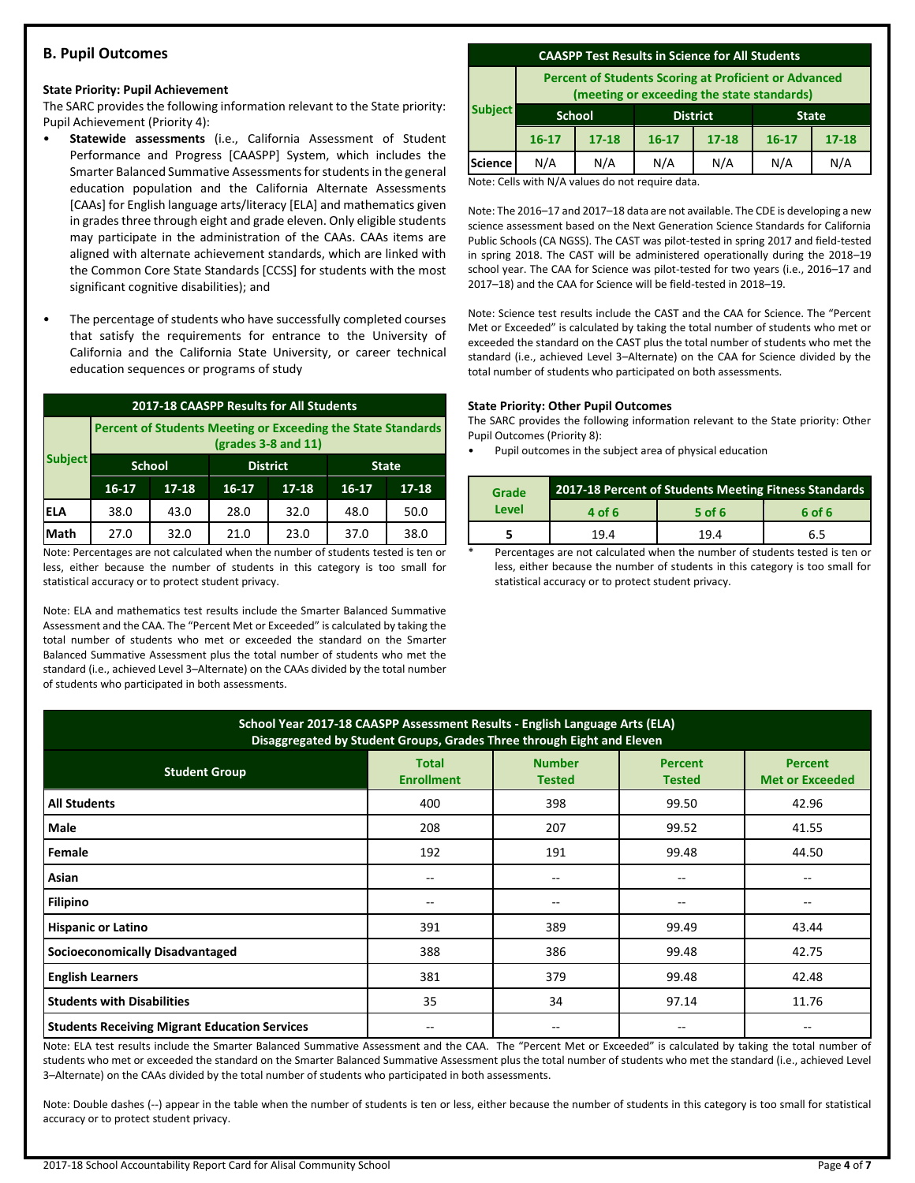## B. Pupil Outcomes

**State Priority: Pupil Achievement**

The SARC provides the following information relevant to the State priority: Pupil Achievement (Priority 4):

- **Statewide assessments** (i.e., California Assessment of Student Performance and Progress [CAASPP] System, which includes the Smarter Balanced Summative Assessments for students in the general education population and the California Alternate Assessments [CAAs] for English language arts/literacy [ELA] and mathematics given in grades three through eight and grade eleven. Only eligible students may participate in the administration of the CAAs. CAAs items are aligned with alternate achievement standards, which are linked with the Common Core State Standards [CCSS] for students with the most significant cognitive disabilities); and
- The percentage of students who have successfully completed courses that satisfy the requirements for entrance to the University of California and the California State University, or career technical education sequences or programs of study

**2017-18 CAASPP Results for All Students**

| Subject | Percent of Students Meeting or Exceeding the State Standards (grades 3-8 and 11) | | | | | |
|---|---|---|---|---|---|---|
| | School | | District | | State | |
| | 16-17 | 17-18 | 16-17 | 17-18 | 16-17 | 17-18 |
| ELA | 38.0 | 43.0 | 28.0 | 32.0 | 48.0 | 50.0 |
| Math | 27.0 | 32.0 | 21.0 | 23.0 | 37.0 | 38.0 |

Note: Percentages are not calculated when the number of students tested is ten or less, either because the number of students in this category is too small for statistical accuracy or to protect student privacy.

Note: ELA and mathematics test results include the Smarter Balanced Summative Assessment and the CAA. The "Percent Met or Exceeded" is calculated by taking the total number of students who met or exceeded the standard on the Smarter Balanced Summative Assessment plus the total number of students who met the standard (i.e., achieved Level 3–Alternate) on the CAAs divided by the total number of students who participated in both assessments.

**CAASPP Test Results in Science for All Students**

| Subject | Percent of Students Scoring at Proficient or Advanced (meeting or exceeding the state standards) | | | | | |
|---|---|---|---|---|---|---|
| | School | | District | | State | |
| | 16-17 | 17-18 | 16-17 | 17-18 | 16-17 | 17-18 |
| Science | N/A | N/A | N/A | N/A | N/A | N/A |

Note: Cells with N/A values do not require data.

Note: The 2016–17 and 2017–18 data are not available. The CDE is developing a new science assessment based on the Next Generation Science Standards for California Public Schools (CA NGSS). The CAST was pilot-tested in spring 2017 and field-tested in spring 2018. The CAST will be administered operationally during the 2018–19 school year. The CAA for Science was pilot-tested for two years (i.e., 2016–17 and 2017–18) and the CAA for Science will be field-tested in 2018–19.

Note: Science test results include the CAST and the CAA for Science. The "Percent Met or Exceeded" is calculated by taking the total number of students who met or exceeded the standard on the CAST plus the total number of students who met the standard (i.e., achieved Level 3–Alternate) on the CAA for Science divided by the total number of students who participated on both assessments.

**State Priority: Other Pupil Outcomes**

The SARC provides the following information relevant to the State priority: Other Pupil Outcomes (Priority 8):

- Pupil outcomes in the subject area of physical education

| Grade Level | 2017-18 Percent of Students Meeting Fitness Standards | | |
|---|---|---|---|
| | 4 of 6 | 5 of 6 | 6 of 6 |
| 5 | 19.4 | 19.4 | 6.5 |

\* Percentages are not calculated when the number of students tested is ten or less, either because the number of students in this category is too small for statistical accuracy or to protect student privacy.

**School Year 2017-18 CAASPP Assessment Results - English Language Arts (ELA) Disaggregated by Student Groups, Grades Three through Eight and Eleven**

| Student Group | Total Enrollment | Number Tested | Percent Tested | Percent Met or Exceeded |
|---|---|---|---|---|
| All Students | 400 | 398 | 99.50 | 42.96 |
| Male | 208 | 207 | 99.52 | 41.55 |
| Female | 192 | 191 | 99.48 | 44.50 |
| Asian | -- | -- | -- | -- |
| Filipino | -- | -- | -- | -- |
| Hispanic or Latino | 391 | 389 | 99.49 | 43.44 |
| Socioeconomically Disadvantaged | 388 | 386 | 99.48 | 42.75 |
| English Learners | 381 | 379 | 99.48 | 42.48 |
| Students with Disabilities | 35 | 34 | 97.14 | 11.76 |
| Students Receiving Migrant Education Services | -- | -- | -- | -- |

Note: ELA test results include the Smarter Balanced Summative Assessment and the CAA. The "Percent Met or Exceeded" is calculated by taking the total number of students who met or exceeded the standard on the Smarter Balanced Summative Assessment plus the total number of students who met the standard (i.e., achieved Level 3–Alternate) on the CAAs divided by the total number of students who participated in both assessments.

Note: Double dashes (--) appear in the table when the number of students is ten or less, either because the number of students in this category is too small for statistical accuracy or to protect student privacy.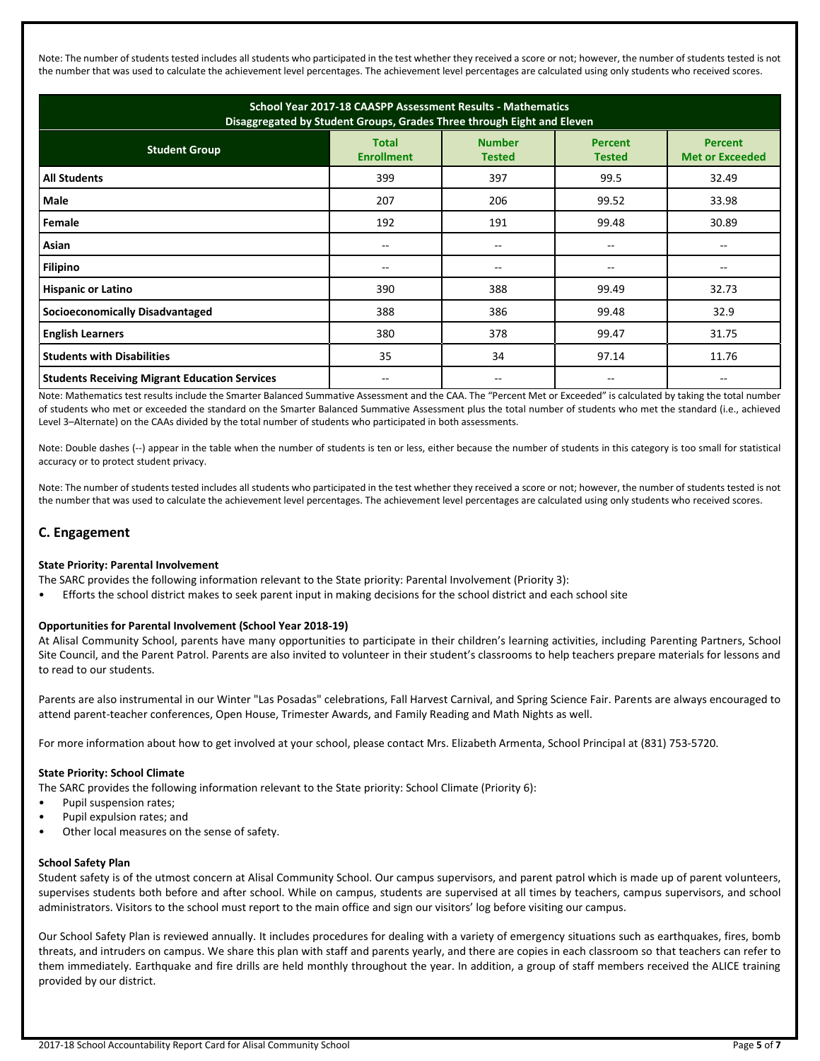Note: The number of students tested includes all students who participated in the test whether they received a score or not; however, the number of students tested is not the number that was used to calculate the achievement level percentages. The achievement level percentages are calculated using only students who received scores.

| School Year 2017-18 CAASPP Assessment Results - Mathematics<br>Disaggregated by Student Groups, Grades Three through Eight and Eleven | | | | |
|---|---|---|---|---|
| **Student Group** | **Total Enrollment** | **Number Tested** | **Percent Tested** | **Percent Met or Exceeded** |
| **All Students** | 399 | 397 | 99.5 | 32.49 |
| **Male** | 207 | 206 | 99.52 | 33.98 |
| **Female** | 192 | 191 | 99.48 | 30.89 |
| **Asian** | -- | -- | -- | -- |
| **Filipino** | -- | -- | -- | -- |
| **Hispanic or Latino** | 390 | 388 | 99.49 | 32.73 |
| **Socioeconomically Disadvantaged** | 388 | 386 | 99.48 | 32.9 |
| **English Learners** | 380 | 378 | 99.47 | 31.75 |
| **Students with Disabilities** | 35 | 34 | 97.14 | 11.76 |
| **Students Receiving Migrant Education Services** | -- | -- | -- | -- |

Note: Mathematics test results include the Smarter Balanced Summative Assessment and the CAA. The "Percent Met or Exceeded" is calculated by taking the total number of students who met or exceeded the standard on the Smarter Balanced Summative Assessment plus the total number of students who met the standard (i.e., achieved Level 3–Alternate) on the CAAs divided by the total number of students who participated in both assessments.

Note: Double dashes (--) appear in the table when the number of students is ten or less, either because the number of students in this category is too small for statistical accuracy or to protect student privacy.

Note: The number of students tested includes all students who participated in the test whether they received a score or not; however, the number of students tested is not the number that was used to calculate the achievement level percentages. The achievement level percentages are calculated using only students who received scores.

## C. Engagement

**State Priority: Parental Involvement**

The SARC provides the following information relevant to the State priority: Parental Involvement (Priority 3):

- Efforts the school district makes to seek parent input in making decisions for the school district and each school site

**Opportunities for Parental Involvement (School Year 2018-19)**

At Alisal Community School, parents have many opportunities to participate in their children's learning activities, including Parenting Partners, School Site Council, and the Parent Patrol. Parents are also invited to volunteer in their student's classrooms to help teachers prepare materials for lessons and to read to our students.

Parents are also instrumental in our Winter "Las Posadas" celebrations, Fall Harvest Carnival, and Spring Science Fair. Parents are always encouraged to attend parent-teacher conferences, Open House, Trimester Awards, and Family Reading and Math Nights as well.

For more information about how to get involved at your school, please contact Mrs. Elizabeth Armenta, School Principal at (831) 753-5720.

**State Priority: School Climate**

The SARC provides the following information relevant to the State priority: School Climate (Priority 6):

- Pupil suspension rates;
- Pupil expulsion rates; and
- Other local measures on the sense of safety.

**School Safety Plan**

Student safety is of the utmost concern at Alisal Community School. Our campus supervisors, and parent patrol which is made up of parent volunteers, supervises students both before and after school. While on campus, students are supervised at all times by teachers, campus supervisors, and school administrators. Visitors to the school must report to the main office and sign our visitors' log before visiting our campus.

Our School Safety Plan is reviewed annually. It includes procedures for dealing with a variety of emergency situations such as earthquakes, fires, bomb threats, and intruders on campus. We share this plan with staff and parents yearly, and there are copies in each classroom so that teachers can refer to them immediately. Earthquake and fire drills are held monthly throughout the year. In addition, a group of staff members received the ALICE training provided by our district.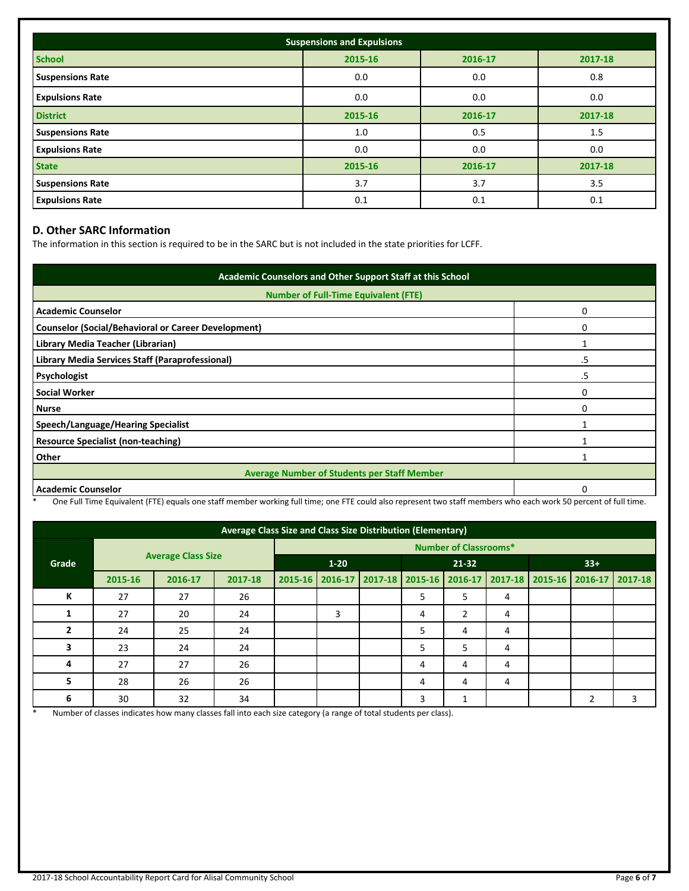| Suspensions and Expulsions | | | |
|---|---|---|---|
| **School** | **2015-16** | **2016-17** | **2017-18** |
| **Suspensions Rate** | 0.0 | 0.0 | 0.8 |
| **Expulsions Rate** | 0.0 | 0.0 | 0.0 |
| **District** | **2015-16** | **2016-17** | **2017-18** |
| **Suspensions Rate** | 1.0 | 0.5 | 1.5 |
| **Expulsions Rate** | 0.0 | 0.0 | 0.0 |
| **State** | **2015-16** | **2016-17** | **2017-18** |
| **Suspensions Rate** | 3.7 | 3.7 | 3.5 |
| **Expulsions Rate** | 0.1 | 0.1 | 0.1 |

## D. Other SARC Information

The information in this section is required to be in the SARC but is not included in the state priorities for LCFF.

| Academic Counselors and Other Support Staff at this School | |
|---|---|
| **Number of Full-Time Equivalent (FTE)** | |
| **Academic Counselor** | 0 |
| **Counselor (Social/Behavioral or Career Development)** | 0 |
| **Library Media Teacher (Librarian)** | 1 |
| **Library Media Services Staff (Paraprofessional)** | .5 |
| **Psychologist** | .5 |
| **Social Worker** | 0 |
| **Nurse** | 0 |
| **Speech/Language/Hearing Specialist** | 1 |
| **Resource Specialist (non-teaching)** | 1 |
| **Other** | 1 |
| **Average Number of Students per Staff Member** | |
| **Academic Counselor** | 0 |

\* One Full Time Equivalent (FTE) equals one staff member working full time; one FTE could also represent two staff members who each work 50 percent of full time.

| Grade | Average Class Size | | | Number of Classrooms* | | | | | | | | |
|---|---|---|---|---|---|---|---|---|---|---|---|---|
| | | | | 1-20 | | | 21-32 | | | 33+ | | |
| | 2015-16 | 2016-17 | 2017-18 | 2015-16 | 2016-17 | 2017-18 | 2015-16 | 2016-17 | 2017-18 | 2015-16 | 2016-17 | 2017-18 |
| K | 27 | 27 | 26 | | | | 5 | 5 | 4 | | | |
| 1 | 27 | 20 | 24 | | 3 | | 4 | 2 | 4 | | | |
| 2 | 24 | 25 | 24 | | | | 5 | 4 | 4 | | | |
| 3 | 23 | 24 | 24 | | | | 5 | 5 | 4 | | | |
| 4 | 27 | 27 | 26 | | | | 4 | 4 | 4 | | | |
| 5 | 28 | 26 | 26 | | | | 4 | 4 | 4 | | | |
| 6 | 30 | 32 | 34 | | | | 3 | 1 | | | 2 | 3 |

\* Number of classes indicates how many classes fall into each size category (a range of total students per class).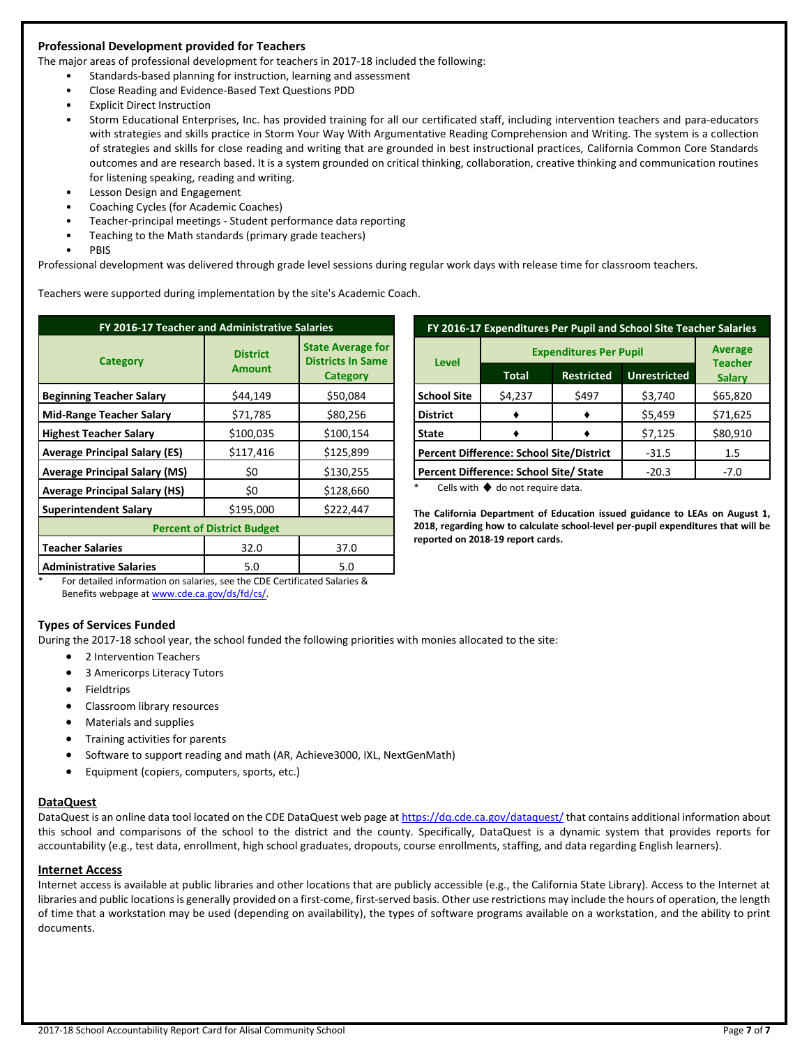## Professional Development provided for Teachers

The major areas of professional development for teachers in 2017-18 included the following:

- Standards-based planning for instruction, learning and assessment
- Close Reading and Evidence-Based Text Questions PDD
- Explicit Direct Instruction
- Storm Educational Enterprises, Inc. has provided training for all our certificated staff, including intervention teachers and para-educators with strategies and skills practice in Storm Your Way With Argumentative Reading Comprehension and Writing. The system is a collection of strategies and skills for close reading and writing that are grounded in best instructional practices, California Common Core Standards outcomes and are research based. It is a system grounded on critical thinking, collaboration, creative thinking and communication routines for listening speaking, reading and writing.
- Lesson Design and Engagement
- Coaching Cycles (for Academic Coaches)
- Teacher-principal meetings - Student performance data reporting
- Teaching to the Math standards (primary grade teachers)
- PBIS

Professional development was delivered through grade level sessions during regular work days with release time for classroom teachers.

Teachers were supported during implementation by the site's Academic Coach.

**FY 2016-17 Teacher and Administrative Salaries**

| Category | District Amount | State Average for Districts In Same Category |
|---|---|---|
| Beginning Teacher Salary | $44,149 | $50,084 |
| Mid-Range Teacher Salary | $71,785 | $80,256 |
| Highest Teacher Salary | $100,035 | $100,154 |
| Average Principal Salary (ES) | $117,416 | $125,899 |
| Average Principal Salary (MS) | $0 | $130,255 |
| Average Principal Salary (HS) | $0 | $128,660 |
| Superintendent Salary | $195,000 | $222,447 |
| **Percent of District Budget** | | |
| Teacher Salaries | 32.0 | 37.0 |
| Administrative Salaries | 5.0 | 5.0 |

\* For detailed information on salaries, see the CDE Certificated Salaries & Benefits webpage at www.cde.ca.gov/ds/fd/cs/.

**FY 2016-17 Expenditures Per Pupil and School Site Teacher Salaries**

| Level | Expenditures Per Pupil | | | Average Teacher Salary |
|---|---|---|---|---|
| | Total | Restricted | Unrestricted | |
| School Site | $4,237 | $497 | $3,740 | $65,820 |
| District | ♦ | ♦ | $5,459 | $71,625 |
| State | ♦ | ♦ | $7,125 | $80,910 |
| Percent Difference: School Site/District | | | -31.5 | 1.5 |
| Percent Difference: School Site/ State | | | -20.3 | -7.0 |

\* Cells with ♦ do not require data.

**The California Department of Education issued guidance to LEAs on August 1, 2018, regarding how to calculate school-level per-pupil expenditures that will be reported on 2018-19 report cards.**

## Types of Services Funded

During the 2017-18 school year, the school funded the following priorities with monies allocated to the site:

- 2 Intervention Teachers
- 3 Americorps Literacy Tutors
- Fieldtrips
- Classroom library resources
- Materials and supplies
- Training activities for parents
- Software to support reading and math (AR, Achieve3000, IXL, NextGenMath)
- Equipment (copiers, computers, sports, etc.)

## DataQuest

DataQuest is an online data tool located on the CDE DataQuest web page at https://dq.cde.ca.gov/dataquest/ that contains additional information about this school and comparisons of the school to the district and the county. Specifically, DataQuest is a dynamic system that provides reports for accountability (e.g., test data, enrollment, high school graduates, dropouts, course enrollments, staffing, and data regarding English learners).

## Internet Access

Internet access is available at public libraries and other locations that are publicly accessible (e.g., the California State Library). Access to the Internet at libraries and public locations is generally provided on a first-come, first-served basis. Other use restrictions may include the hours of operation, the length of time that a workstation may be used (depending on availability), the types of software programs available on a workstation, and the ability to print documents.